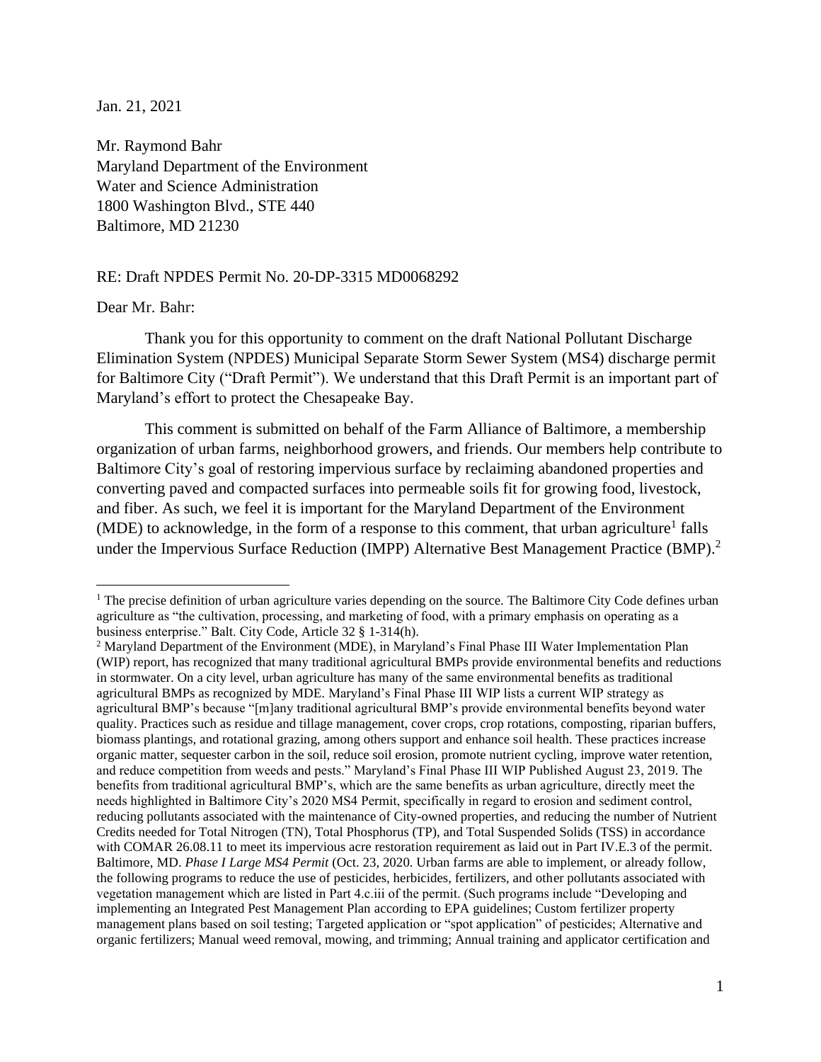Jan. 21, 2021

Mr. Raymond Bahr
Maryland Department of the Environment
Water and Science Administration
1800 Washington Blvd., STE 440
Baltimore, MD 21230

RE: Draft NPDES Permit No. 20-DP-3315 MD0068292

Dear Mr. Bahr:

Thank you for this opportunity to comment on the draft National Pollutant Discharge Elimination System (NPDES) Municipal Separate Storm Sewer System (MS4) discharge permit for Baltimore City ("Draft Permit"). We understand that this Draft Permit is an important part of Maryland's effort to protect the Chesapeake Bay.

This comment is submitted on behalf of the Farm Alliance of Baltimore, a membership organization of urban farms, neighborhood growers, and friends. Our members help contribute to Baltimore City's goal of restoring impervious surface by reclaiming abandoned properties and converting paved and compacted surfaces into permeable soils fit for growing food, livestock, and fiber. As such, we feel it is important for the Maryland Department of the Environment (MDE) to acknowledge, in the form of a response to this comment, that urban agriculture[1] falls under the Impervious Surface Reduction (IMPP) Alternative Best Management Practice (BMP).[2]

---

[1] The precise definition of urban agriculture varies depending on the source. The Baltimore City Code defines urban agriculture as "the cultivation, processing, and marketing of food, with a primary emphasis on operating as a business enterprise." Balt. City Code, Article 32 § 1-314(h).

[2] Maryland Department of the Environment (MDE), in Maryland's Final Phase III Water Implementation Plan (WIP) report, has recognized that many traditional agricultural BMPs provide environmental benefits and reductions in stormwater. On a city level, urban agriculture has many of the same environmental benefits as traditional agricultural BMPs as recognized by MDE. Maryland's Final Phase III WIP lists a current WIP strategy as agricultural BMP's because "[m]any traditional agricultural BMP's provide environmental benefits beyond water quality. Practices such as residue and tillage management, cover crops, crop rotations, composting, riparian buffers, biomass plantings, and rotational grazing, among others support and enhance soil health. These practices increase organic matter, sequester carbon in the soil, reduce soil erosion, promote nutrient cycling, improve water retention, and reduce competition from weeds and pests." Maryland's Final Phase III WIP Published August 23, 2019. The benefits from traditional agricultural BMP's, which are the same benefits as urban agriculture, directly meet the needs highlighted in Baltimore City's 2020 MS4 Permit, specifically in regard to erosion and sediment control, reducing pollutants associated with the maintenance of City-owned properties, and reducing the number of Nutrient Credits needed for Total Nitrogen (TN), Total Phosphorus (TP), and Total Suspended Solids (TSS) in accordance with COMAR 26.08.11 to meet its impervious acre restoration requirement as laid out in Part IV.E.3 of the permit. Baltimore, MD. *Phase I Large MS4 Permit* (Oct. 23, 2020. Urban farms are able to implement, or already follow, the following programs to reduce the use of pesticides, herbicides, fertilizers, and other pollutants associated with vegetation management which are listed in Part 4.c.iii of the permit. (Such programs include "Developing and implementing an Integrated Pest Management Plan according to EPA guidelines; Custom fertilizer property management plans based on soil testing; Targeted application or "spot application" of pesticides; Alternative and organic fertilizers; Manual weed removal, mowing, and trimming; Annual training and applicator certification and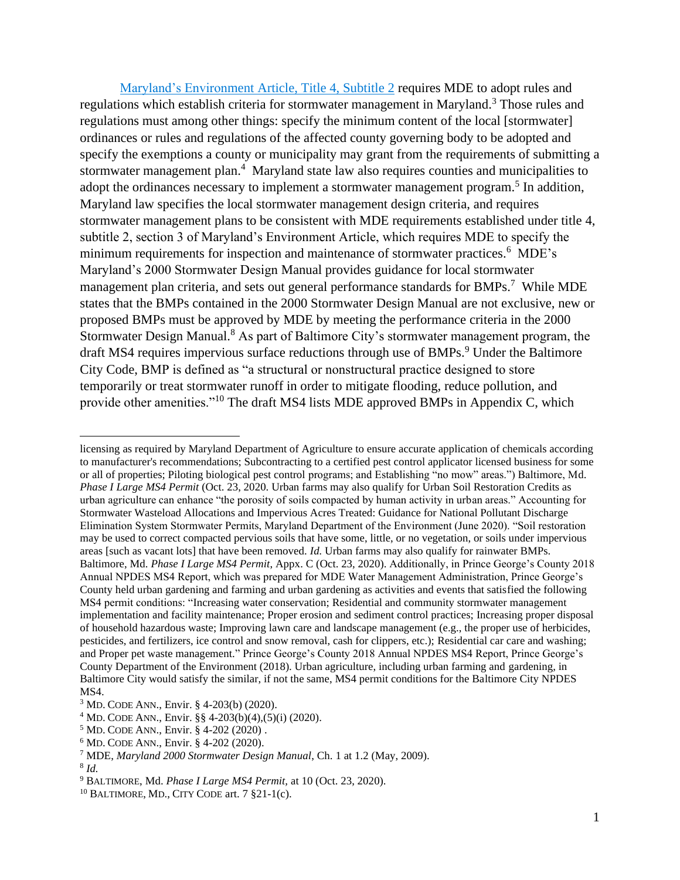[Maryland's Environment Article, Title 4, Subtitle 2](#) requires MDE to adopt rules and regulations which establish criteria for stormwater management in Maryland.[3] Those rules and regulations must among other things: specify the minimum content of the local [stormwater] ordinances or rules and regulations of the affected county governing body to be adopted and specify the exemptions a county or municipality may grant from the requirements of submitting a stormwater management plan.[4] Maryland state law also requires counties and municipalities to adopt the ordinances necessary to implement a stormwater management program.[5] In addition, Maryland law specifies the local stormwater management design criteria, and requires stormwater management plans to be consistent with MDE requirements established under title 4, subtitle 2, section 3 of Maryland's Environment Article, which requires MDE to specify the minimum requirements for inspection and maintenance of stormwater practices.[6] MDE's Maryland's 2000 Stormwater Design Manual provides guidance for local stormwater management plan criteria, and sets out general performance standards for BMPs.[7] While MDE states that the BMPs contained in the 2000 Stormwater Design Manual are not exclusive, new or proposed BMPs must be approved by MDE by meeting the performance criteria in the 2000 Stormwater Design Manual.[8] As part of Baltimore City's stormwater management program, the draft MS4 requires impervious surface reductions through use of BMPs.[9] Under the Baltimore City Code, BMP is defined as "a structural or nonstructural practice designed to store temporarily or treat stormwater runoff in order to mitigate flooding, reduce pollution, and provide other amenities."[10] The draft MS4 lists MDE approved BMPs in Appendix C, which

---

licensing as required by Maryland Department of Agriculture to ensure accurate application of chemicals according to manufacturer's recommendations; Subcontracting to a certified pest control applicator licensed business for some or all of properties; Piloting biological pest control programs; and Establishing "no mow" areas.") Baltimore, Md. *Phase I Large MS4 Permit* (Oct. 23, 2020. Urban farms may also qualify for Urban Soil Restoration Credits as urban agriculture can enhance "the porosity of soils compacted by human activity in urban areas." Accounting for Stormwater Wasteload Allocations and Impervious Acres Treated: Guidance for National Pollutant Discharge Elimination System Stormwater Permits, Maryland Department of the Environment (June 2020). "Soil restoration may be used to correct compacted pervious soils that have some, little, or no vegetation, or soils under impervious areas [such as vacant lots] that have been removed. *Id.* Urban farms may also qualify for rainwater BMPs. Baltimore, Md. *Phase I Large MS4 Permit,* Appx. C (Oct. 23, 2020). Additionally, in Prince George's County 2018 Annual NPDES MS4 Report, which was prepared for MDE Water Management Administration, Prince George's County held urban gardening and farming and urban gardening as activities and events that satisfied the following MS4 permit conditions: "Increasing water conservation; Residential and community stormwater management implementation and facility maintenance; Proper erosion and sediment control practices; Increasing proper disposal of household hazardous waste; Improving lawn care and landscape management (e.g., the proper use of herbicides, pesticides, and fertilizers, ice control and snow removal, cash for clippers, etc.); Residential car care and washing; and Proper pet waste management." Prince George's County 2018 Annual NPDES MS4 Report, Prince George's County Department of the Environment (2018). Urban agriculture, including urban farming and gardening, in Baltimore City would satisfy the similar, if not the same, MS4 permit conditions for the Baltimore City NPDES MS4.

[3] MD. CODE ANN., Envir. § 4-203(b) (2020).

[4] MD. CODE ANN., Envir. §§ 4-203(b)(4),(5)(i) (2020).

[5] MD. CODE ANN., Envir. § 4-202 (2020) .

[6] MD. CODE ANN., Envir. § 4-202 (2020).

[7] MDE, *Maryland 2000 Stormwater Design Manual*, Ch. 1 at 1.2 (May, 2009).

[8] *Id.*

[9] BALTIMORE, Md. *Phase I Large MS4 Permit*, at 10 (Oct. 23, 2020).

[10] BALTIMORE, MD., CITY CODE art. 7 §21-1(c).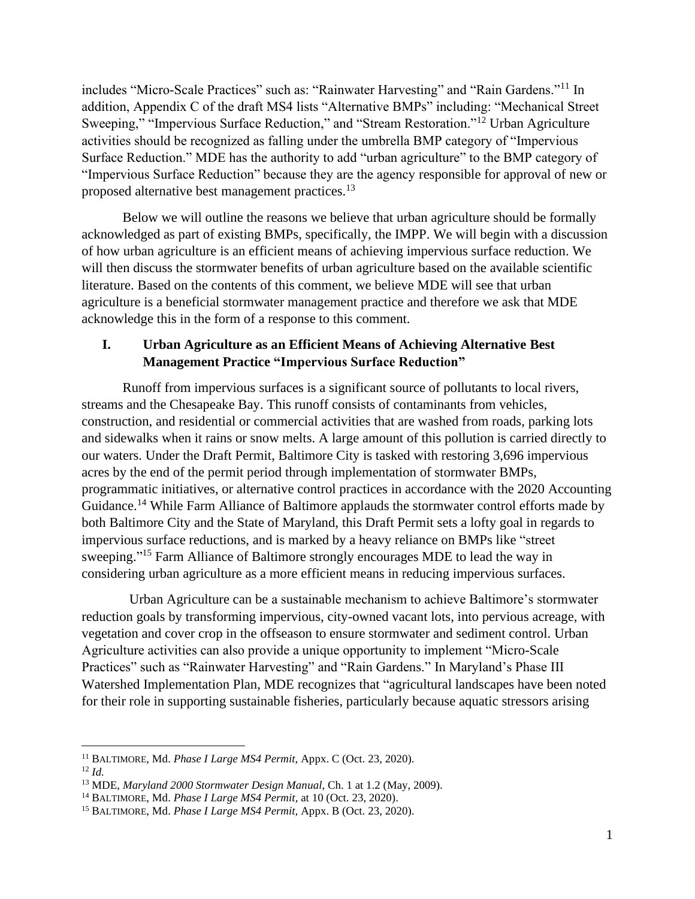includes "Micro-Scale Practices" such as: "Rainwater Harvesting" and "Rain Gardens."[11] In addition, Appendix C of the draft MS4 lists "Alternative BMPs" including: "Mechanical Street Sweeping," "Impervious Surface Reduction," and "Stream Restoration."[12] Urban Agriculture activities should be recognized as falling under the umbrella BMP category of "Impervious Surface Reduction." MDE has the authority to add "urban agriculture" to the BMP category of "Impervious Surface Reduction" because they are the agency responsible for approval of new or proposed alternative best management practices.[13]

Below we will outline the reasons we believe that urban agriculture should be formally acknowledged as part of existing BMPs, specifically, the IMPP. We will begin with a discussion of how urban agriculture is an efficient means of achieving impervious surface reduction. We will then discuss the stormwater benefits of urban agriculture based on the available scientific literature. Based on the contents of this comment, we believe MDE will see that urban agriculture is a beneficial stormwater management practice and therefore we ask that MDE acknowledge this in the form of a response to this comment.

## I. Urban Agriculture as an Efficient Means of Achieving Alternative Best Management Practice "Impervious Surface Reduction"

Runoff from impervious surfaces is a significant source of pollutants to local rivers, streams and the Chesapeake Bay. This runoff consists of contaminants from vehicles, construction, and residential or commercial activities that are washed from roads, parking lots and sidewalks when it rains or snow melts. A large amount of this pollution is carried directly to our waters. Under the Draft Permit, Baltimore City is tasked with restoring 3,696 impervious acres by the end of the permit period through implementation of stormwater BMPs, programmatic initiatives, or alternative control practices in accordance with the 2020 Accounting Guidance.[14] While Farm Alliance of Baltimore applauds the stormwater control efforts made by both Baltimore City and the State of Maryland, this Draft Permit sets a lofty goal in regards to impervious surface reductions, and is marked by a heavy reliance on BMPs like "street sweeping."[15] Farm Alliance of Baltimore strongly encourages MDE to lead the way in considering urban agriculture as a more efficient means in reducing impervious surfaces.

Urban Agriculture can be a sustainable mechanism to achieve Baltimore's stormwater reduction goals by transforming impervious, city-owned vacant lots, into pervious acreage, with vegetation and cover crop in the offseason to ensure stormwater and sediment control. Urban Agriculture activities can also provide a unique opportunity to implement "Micro-Scale Practices" such as "Rainwater Harvesting" and "Rain Gardens." In Maryland's Phase III Watershed Implementation Plan, MDE recognizes that "agricultural landscapes have been noted for their role in supporting sustainable fisheries, particularly because aquatic stressors arising

---

[11] BALTIMORE, Md. *Phase I Large MS4 Permit,* Appx. C (Oct. 23, 2020).

[12] *Id.*

[13] MDE, *Maryland 2000 Stormwater Design Manual*, Ch. 1 at 1.2 (May, 2009).

[14] BALTIMORE, Md. *Phase I Large MS4 Permit,* at 10 (Oct. 23, 2020).

[15] BALTIMORE, Md. *Phase I Large MS4 Permit,* Appx. B (Oct. 23, 2020).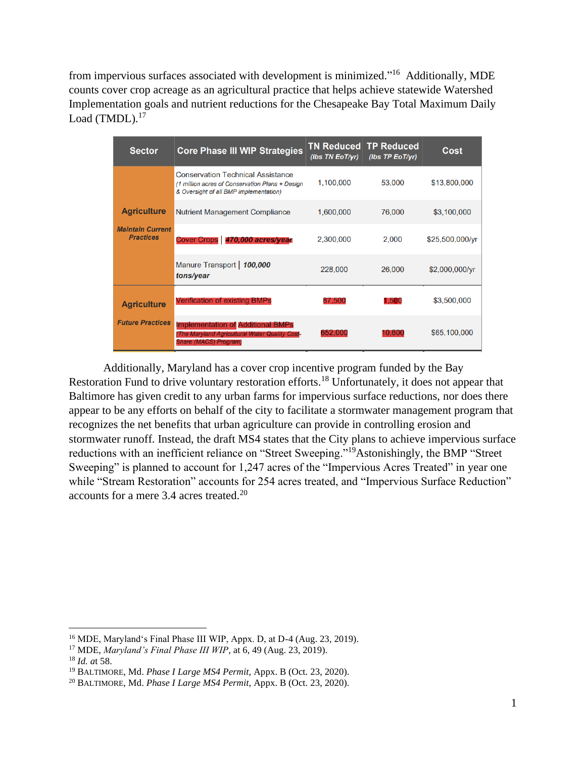from impervious surfaces associated with development is minimized."[16] Additionally, MDE counts cover crop acreage as an agricultural practice that helps achieve statewide Watershed Implementation goals and nutrient reductions for the Chesapeake Bay Total Maximum Daily Load (TMDL).[17]

| Sector | Core Phase III WIP Strategies | TN Reduced (lbs TN EoT/yr) | TP Reduced (lbs TP EoT/yr) | Cost |
|---|---|---|---|---|
| **Agriculture** *Maintain Current Practices* | Conservation Technical Assistance *(1 million acres of Conservation Plans + Design & Oversight of all BMP implementation)* | 1,100,000 | 53,000 | $13,800,000 |
| | Nutrient Management Compliance | 1,600,000 | 76,000 | $3,100,000 |
| | Cover Crops \| ***470,000 acres/year*** | 2,300,000 | 2,000 | $25,500,000/yr |
| | Manure Transport \| ***100,000 tons/year*** | 228,000 | 26,000 | $2,000,000/yr |
| **Agriculture** *Future Practices* | Verification of existing BMPs | 87,500 | 1,500 | $3,500,000 |
| | Implementation of Additional BMPs *(The Maryland Agricultural Water Quality Cost-Share (MACS) Program)* | 652,000 | 10,600 | $65,100,000 |

Additionally, Maryland has a cover crop incentive program funded by the Bay Restoration Fund to drive voluntary restoration efforts.[18] Unfortunately, it does not appear that Baltimore has given credit to any urban farms for impervious surface reductions, nor does there appear to be any efforts on behalf of the city to facilitate a stormwater management program that recognizes the net benefits that urban agriculture can provide in controlling erosion and stormwater runoff. Instead, the draft MS4 states that the City plans to achieve impervious surface reductions with an inefficient reliance on "Street Sweeping."[19] Astonishingly, the BMP "Street Sweeping" is planned to account for 1,247 acres of the "Impervious Acres Treated" in year one while "Stream Restoration" accounts for 254 acres treated, and "Impervious Surface Reduction" accounts for a mere 3.4 acres treated.[20]

---

[16] MDE, Maryland's Final Phase III WIP, Appx. D, at D-4 (Aug. 23, 2019).
[17] MDE, *Maryland's Final Phase III WIP*, at 6, 49 (Aug. 23, 2019).
[18] *Id. at* 58.
[19] BALTIMORE, Md. *Phase I Large MS4 Permit*, Appx. B (Oct. 23, 2020).
[20] BALTIMORE, Md. *Phase I Large MS4 Permit*, Appx. B (Oct. 23, 2020).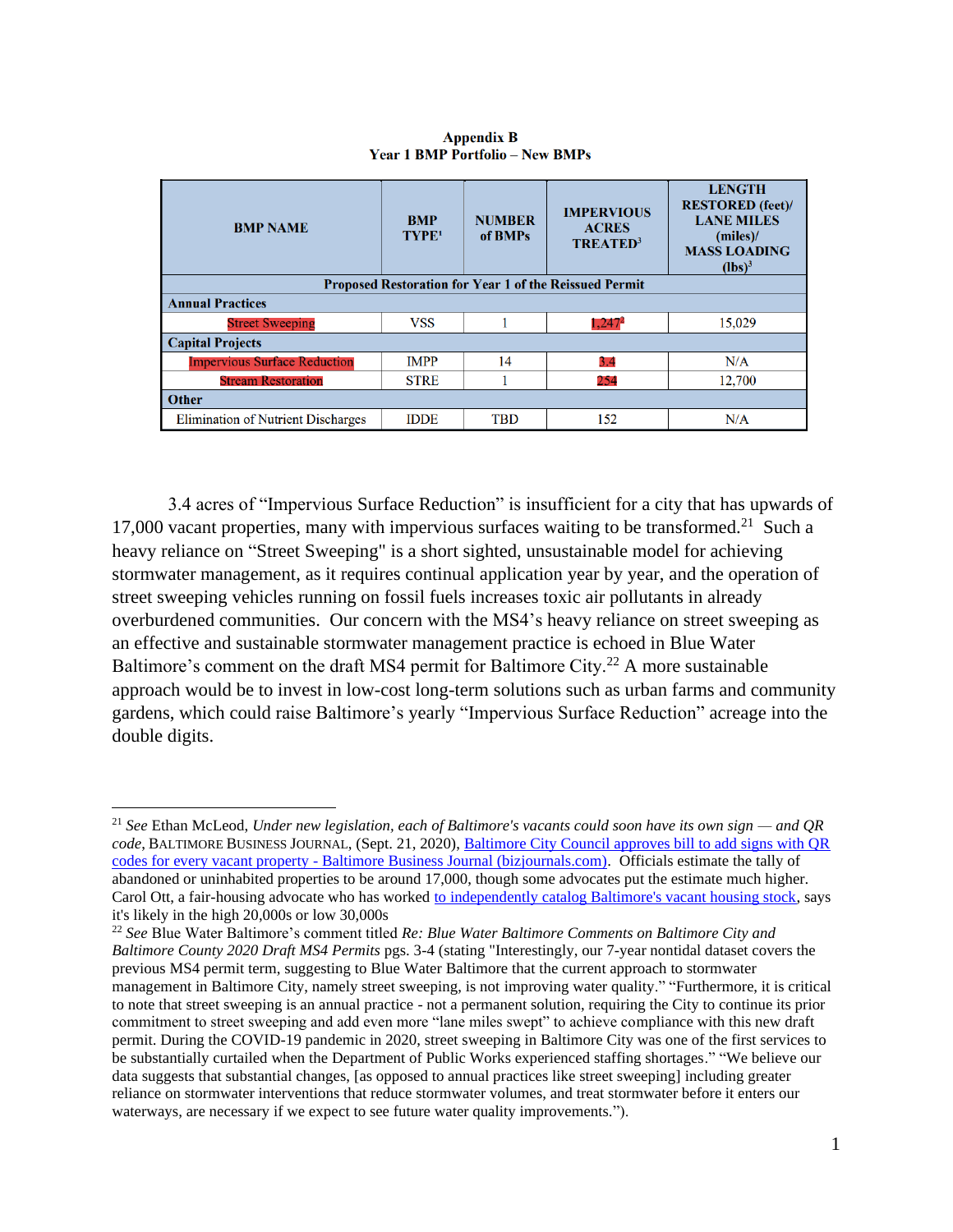**Appendix B**
**Year 1 BMP Portfolio – New BMPs**

| BMP NAME | BMP TYPE[1] | NUMBER of BMPs | IMPERVIOUS ACRES TREATED[3] | LENGTH RESTORED (feet)/ LANE MILES (miles)/ MASS LOADING (lbs)[3] |
|---|---|---|---|---|
| **Proposed Restoration for Year 1 of the Reissued Permit** | | | | |
| **Annual Practices** | | | | |
| Street Sweeping | VSS | 1 | 1,247[4] | 15,029 |
| **Capital Projects** | | | | |
| Impervious Surface Reduction | IMPP | 14 | 3.4 | N/A |
| Stream Restoration | STRE | 1 | 254 | 12,700 |
| **Other** | | | | |
| Elimination of Nutrient Discharges | IDDE | TBD | 152 | N/A |

3.4 acres of "Impervious Surface Reduction" is insufficient for a city that has upwards of 17,000 vacant properties, many with impervious surfaces waiting to be transformed.[21] Such a heavy reliance on "Street Sweeping" is a short sighted, unsustainable model for achieving stormwater management, as it requires continual application year by year, and the operation of street sweeping vehicles running on fossil fuels increases toxic air pollutants in already overburdened communities. Our concern with the MS4's heavy reliance on street sweeping as an effective and sustainable stormwater management practice is echoed in Blue Water Baltimore's comment on the draft MS4 permit for Baltimore City.[22] A more sustainable approach would be to invest in low-cost long-term solutions such as urban farms and community gardens, which could raise Baltimore's yearly "Impervious Surface Reduction" acreage into the double digits.

---

[21] *See* Ethan McLeod, *Under new legislation, each of Baltimore's vacants could soon have its own sign — and QR code*, BALTIMORE BUSINESS JOURNAL, (Sept. 21, 2020), [Baltimore City Council approves bill to add signs with QR codes for every vacant property - Baltimore Business Journal (bizjournals.com)](). Officials estimate the tally of abandoned or uninhabited properties to be around 17,000, though some advocates put the estimate much higher. Carol Ott, a fair-housing advocate who has worked [to independently catalog Baltimore's vacant housing stock](), says it's likely in the high 20,000s or low 30,000s

[22] *See* Blue Water Baltimore's comment titled *Re: Blue Water Baltimore Comments on Baltimore City and Baltimore County 2020 Draft MS4 Permits* pgs. 3-4 (stating "Interestingly, our 7-year nontidal dataset covers the previous MS4 permit term, suggesting to Blue Water Baltimore that the current approach to stormwater management in Baltimore City, namely street sweeping, is not improving water quality." "Furthermore, it is critical to note that street sweeping is an annual practice - not a permanent solution, requiring the City to continue its prior commitment to street sweeping and add even more "lane miles swept" to achieve compliance with this new draft permit. During the COVID-19 pandemic in 2020, street sweeping in Baltimore City was one of the first services to be substantially curtailed when the Department of Public Works experienced staffing shortages." "We believe our data suggests that substantial changes, [as opposed to annual practices like street sweeping] including greater reliance on stormwater interventions that reduce stormwater volumes, and treat stormwater before it enters our waterways, are necessary if we expect to see future water quality improvements.").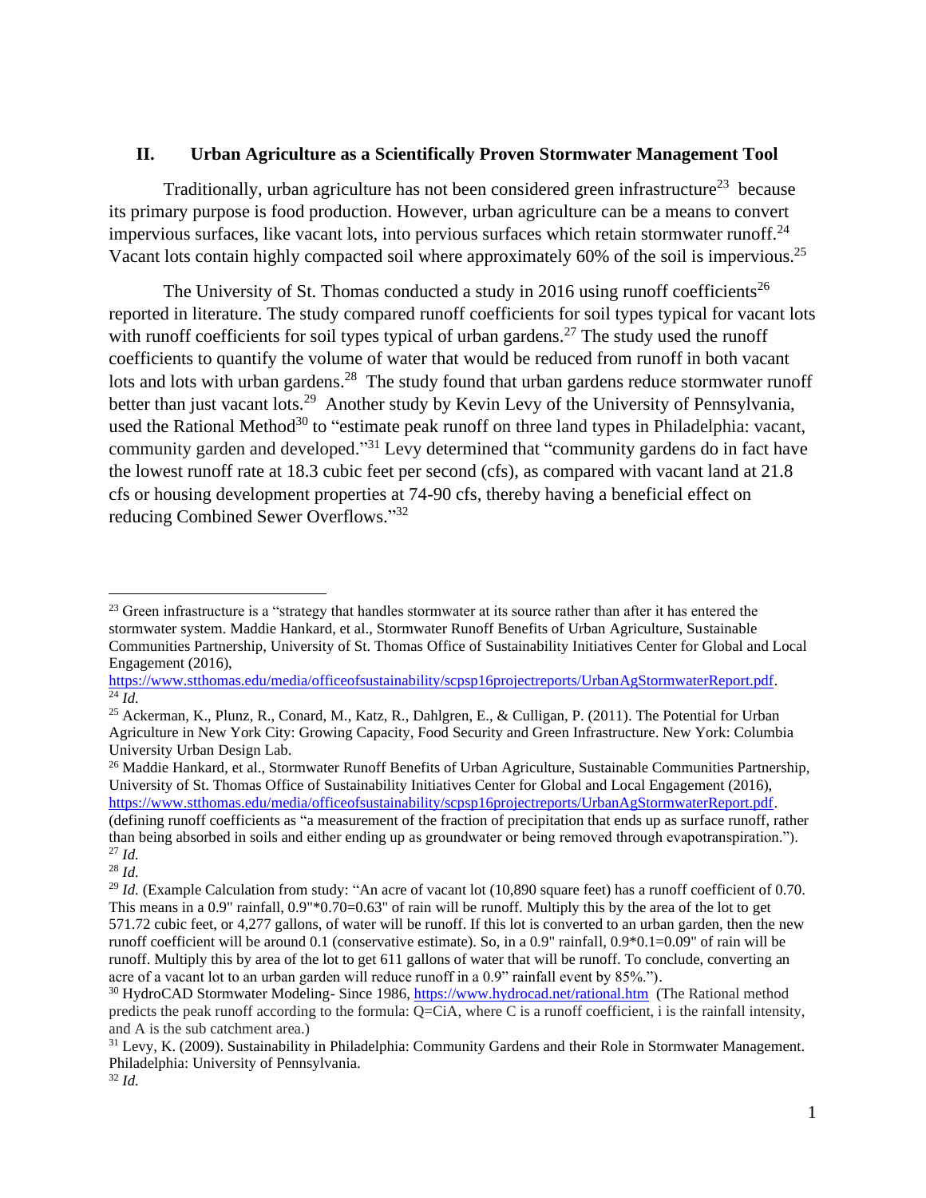## II. Urban Agriculture as a Scientifically Proven Stormwater Management Tool

Traditionally, urban agriculture has not been considered green infrastructure[23] because its primary purpose is food production. However, urban agriculture can be a means to convert impervious surfaces, like vacant lots, into pervious surfaces which retain stormwater runoff.[24] Vacant lots contain highly compacted soil where approximately 60% of the soil is impervious.[25]

The University of St. Thomas conducted a study in 2016 using runoff coefficients[26] reported in literature. The study compared runoff coefficients for soil types typical for vacant lots with runoff coefficients for soil types typical of urban gardens.[27] The study used the runoff coefficients to quantify the volume of water that would be reduced from runoff in both vacant lots and lots with urban gardens.[28] The study found that urban gardens reduce stormwater runoff better than just vacant lots.[29] Another study by Kevin Levy of the University of Pennsylvania, used the Rational Method[30] to "estimate peak runoff on three land types in Philadelphia: vacant, community garden and developed."[31] Levy determined that "community gardens do in fact have the lowest runoff rate at 18.3 cubic feet per second (cfs), as compared with vacant land at 21.8 cfs or housing development properties at 74-90 cfs, thereby having a beneficial effect on reducing Combined Sewer Overflows."[32]

---

[23] Green infrastructure is a "strategy that handles stormwater at its source rather than after it has entered the stormwater system. Maddie Hankard, et al., Stormwater Runoff Benefits of Urban Agriculture, Sustainable Communities Partnership, University of St. Thomas Office of Sustainability Initiatives Center for Global and Local Engagement (2016), https://www.stthomas.edu/media/officeofsustainability/scpsp16projectreports/UrbanAgStormwaterReport.pdf.

[24] *Id.*

[25] Ackerman, K., Plunz, R., Conard, M., Katz, R., Dahlgren, E., & Culligan, P. (2011). The Potential for Urban Agriculture in New York City: Growing Capacity, Food Security and Green Infrastructure. New York: Columbia University Urban Design Lab.

[26] Maddie Hankard, et al., Stormwater Runoff Benefits of Urban Agriculture, Sustainable Communities Partnership, University of St. Thomas Office of Sustainability Initiatives Center for Global and Local Engagement (2016), https://www.stthomas.edu/media/officeofsustainability/scpsp16projectreports/UrbanAgStormwaterReport.pdf. (defining runoff coefficients as "a measurement of the fraction of precipitation that ends up as surface runoff, rather than being absorbed in soils and either ending up as groundwater or being removed through evapotranspiration.").

[27] *Id.*

[28] *Id.*

[29] *Id.* (Example Calculation from study: "An acre of vacant lot (10,890 square feet) has a runoff coefficient of 0.70. This means in a 0.9" rainfall, 0.9"*0.70=0.63" of rain will be runoff. Multiply this by the area of the lot to get 571.72 cubic feet, or 4,277 gallons, of water will be runoff. If this lot is converted to an urban garden, then the new runoff coefficient will be around 0.1 (conservative estimate). So, in a 0.9" rainfall, 0.9*0.1=0.09" of rain will be runoff. Multiply this by area of the lot to get 611 gallons of water that will be runoff. To conclude, converting an acre of a vacant lot to an urban garden will reduce runoff in a 0.9" rainfall event by 85%.").

[30] HydroCAD Stormwater Modeling- Since 1986, https://www.hydrocad.net/rational.htm (The Rational method predicts the peak runoff according to the formula: Q=CiA, where C is a runoff coefficient, i is the rainfall intensity, and A is the sub catchment area.)

[31] Levy, K. (2009). Sustainability in Philadelphia: Community Gardens and their Role in Stormwater Management. Philadelphia: University of Pennsylvania.

[32] *Id.*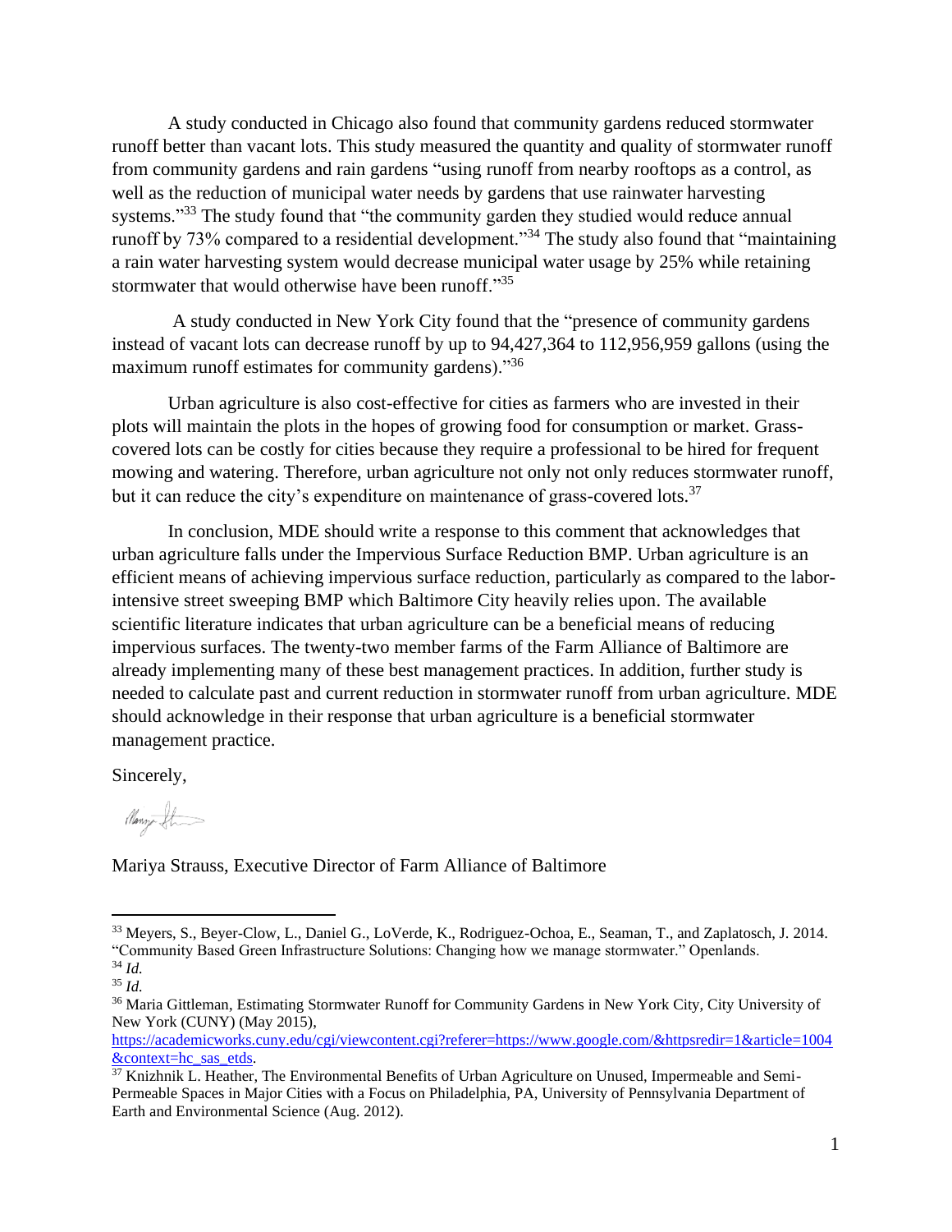A study conducted in Chicago also found that community gardens reduced stormwater runoff better than vacant lots. This study measured the quantity and quality of stormwater runoff from community gardens and rain gardens "using runoff from nearby rooftops as a control, as well as the reduction of municipal water needs by gardens that use rainwater harvesting systems."[33] The study found that "the community garden they studied would reduce annual runoff by 73% compared to a residential development."[34] The study also found that "maintaining a rain water harvesting system would decrease municipal water usage by 25% while retaining stormwater that would otherwise have been runoff."[35]

A study conducted in New York City found that the "presence of community gardens instead of vacant lots can decrease runoff by up to 94,427,364 to 112,956,959 gallons (using the maximum runoff estimates for community gardens)."[36]

Urban agriculture is also cost-effective for cities as farmers who are invested in their plots will maintain the plots in the hopes of growing food for consumption or market. Grass-covered lots can be costly for cities because they require a professional to be hired for frequent mowing and watering. Therefore, urban agriculture not only not only reduces stormwater runoff, but it can reduce the city's expenditure on maintenance of grass-covered lots.[37]

In conclusion, MDE should write a response to this comment that acknowledges that urban agriculture falls under the Impervious Surface Reduction BMP. Urban agriculture is an efficient means of achieving impervious surface reduction, particularly as compared to the labor-intensive street sweeping BMP which Baltimore City heavily relies upon. The available scientific literature indicates that urban agriculture can be a beneficial means of reducing impervious surfaces. The twenty-two member farms of the Farm Alliance of Baltimore are already implementing many of these best management practices. In addition, further study is needed to calculate past and current reduction in stormwater runoff from urban agriculture. MDE should acknowledge in their response that urban agriculture is a beneficial stormwater management practice.

Sincerely,

Mariya Strauss, Executive Director of Farm Alliance of Baltimore

---

[33] Meyers, S., Beyer-Clow, L., Daniel G., LoVerde, K., Rodriguez-Ochoa, E., Seaman, T., and Zaplatosch, J. 2014. "Community Based Green Infrastructure Solutions: Changing how we manage stormwater." Openlands.

[34] *Id.*

[35] *Id.*

[36] Maria Gittleman, Estimating Stormwater Runoff for Community Gardens in New York City, City University of New York (CUNY) (May 2015), https://academicworks.cuny.edu/cgi/viewcontent.cgi?referer=https://www.google.com/&httpsredir=1&article=1004&context=hc_sas_etds.

[37] Knizhnik L. Heather, The Environmental Benefits of Urban Agriculture on Unused, Impermeable and Semi-Permeable Spaces in Major Cities with a Focus on Philadelphia, PA, University of Pennsylvania Department of Earth and Environmental Science (Aug. 2012).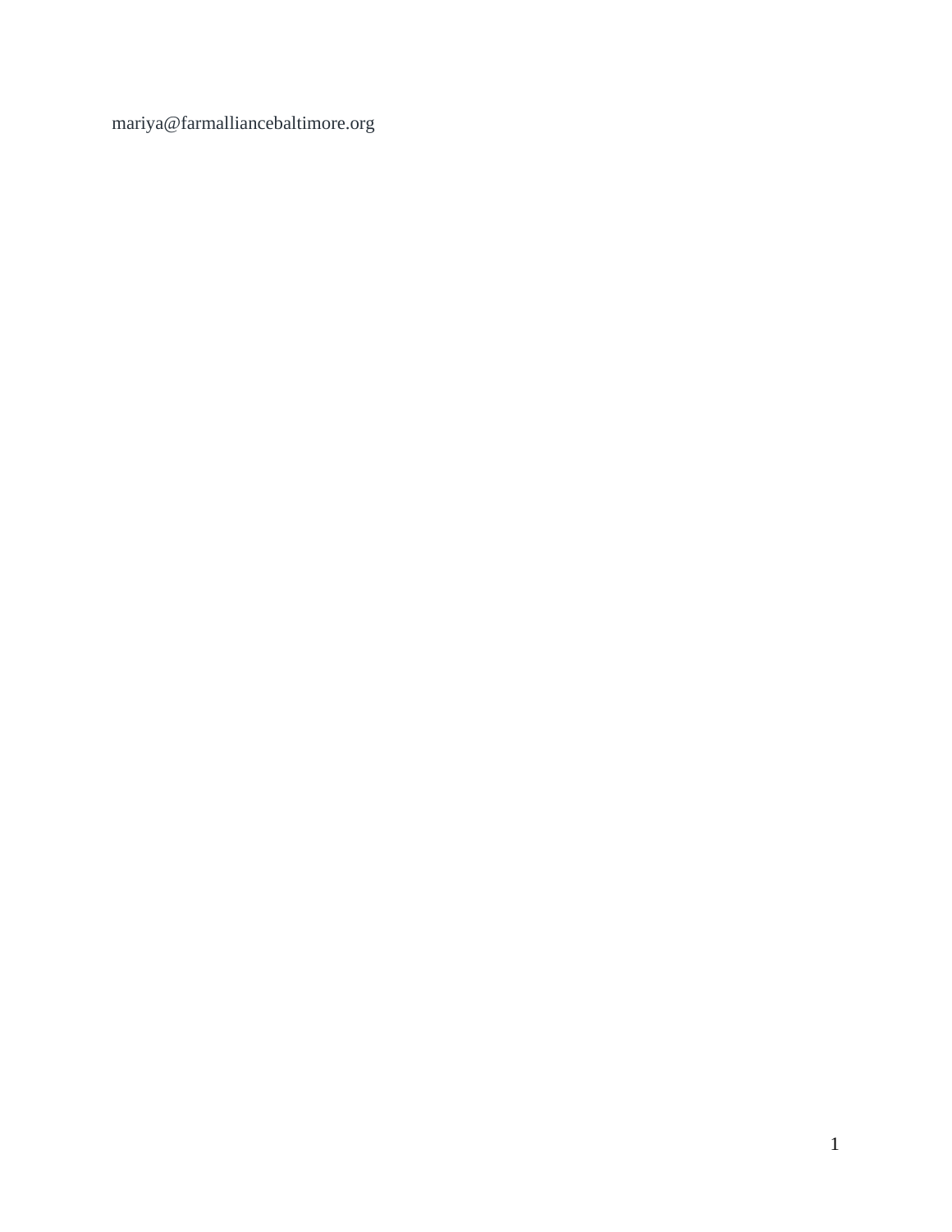mariya@farmalliancebaltimore.org